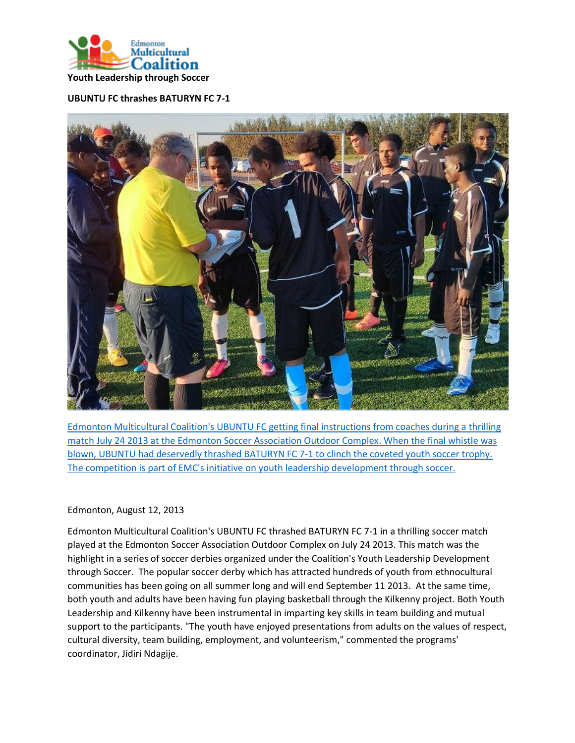Youth Leadership through Soccer

**UBUNTU FC thrashes BATURYN FC 7-1**

Edmonton Multicultural Coalition's UBUNTU FC getting final instructions from coaches during a thrilling match July 24 2013 at the Edmonton Soccer Association Outdoor Complex. When the final whistle was blown, UBUNTU had deservedly thrashed BATURYN FC 7-1 to clinch the coveted youth soccer trophy. The competition is part of EMC's initiative on youth leadership development through soccer.

Edmonton, August 12, 2013

Edmonton Multicultural Coalition's UBUNTU FC thrashed BATURYN FC 7-1 in a thrilling soccer match played at the Edmonton Soccer Association Outdoor Complex on July 24 2013. This match was the highlight in a series of soccer derbies organized under the Coalition's Youth Leadership Development through Soccer. The popular soccer derby which has attracted hundreds of youth from ethnocultural communities has been going on all summer long and will end September 11 2013. At the same time, both youth and adults have been having fun playing basketball through the Kilkenny project. Both Youth Leadership and Kilkenny have been instrumental in imparting key skills in team building and mutual support to the participants. "The youth have enjoyed presentations from adults on the values of respect, cultural diversity, team building, employment, and volunteerism," commented the programs' coordinator, Jidiri Ndagije.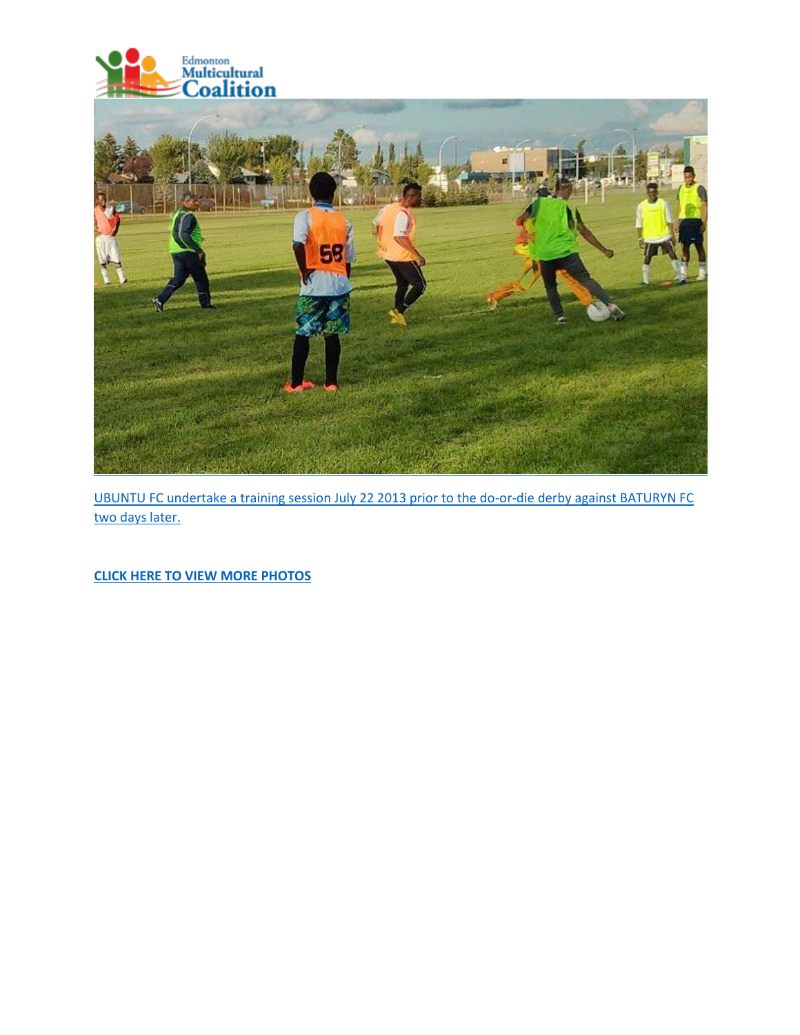UBUNTU FC undertake a training session July 22 2013 prior to the do-or-die derby against BATURYN FC two days later.

**CLICK HERE TO VIEW MORE PHOTOS**